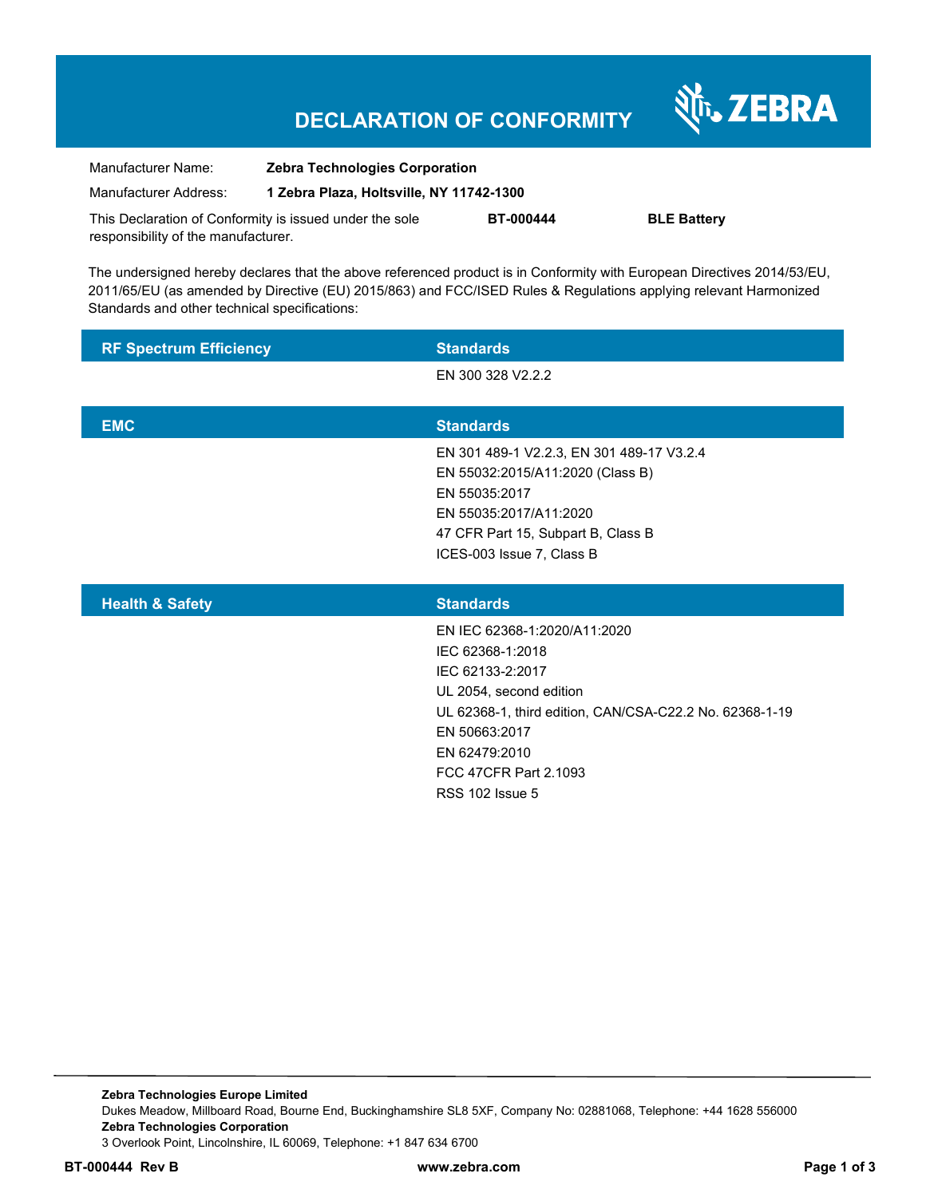# DECLARATION OF CONFORMITY

ZEBRA

Manufacturer Name: **Zebra Technologies Corporation**

Manufacturer Address: **1 Zebra Plaza, Holtsville, NY 11742-1300**

This Declaration of Conformity is issued under the sole responsibility of the manufacturer. **BT-000444** **BLE Battery**

The undersigned hereby declares that the above referenced product is in Conformity with European Directives 2014/53/EU, 2011/65/EU (as amended by Directive (EU) 2015/863) and FCC/ISED Rules & Regulations applying relevant Harmonized Standards and other technical specifications:

| RF Spectrum Efficiency | Standards |
|---|---|
| | EN 300 328 V2.2.2 |

| EMC | Standards |
|---|---|
| | EN 301 489-1 V2.2.3, EN 301 489-17 V3.2.4<br>EN 55032:2015/A11:2020 (Class B)<br>EN 55035:2017<br>EN 55035:2017/A11:2020<br>47 CFR Part 15, Subpart B, Class B<br>ICES-003 Issue 7, Class B |

| Health & Safety | Standards |
|---|---|
| | EN IEC 62368-1:2020/A11:2020<br>IEC 62368-1:2018<br>IEC 62133-2:2017<br>UL 2054, second edition<br>UL 62368-1, third edition, CAN/CSA-C22.2 No. 62368-1-19<br>EN 50663:2017<br>EN 62479:2010<br>FCC 47CFR Part 2.1093<br>RSS 102 Issue 5 |

**Zebra Technologies Europe Limited**
Dukes Meadow, Millboard Road, Bourne End, Buckinghamshire SL8 5XF, Company No: 02881068, Telephone: +44 1628 556000
**Zebra Technologies Corporation**
3 Overlook Point, Lincolnshire, IL 60069, Telephone: +1 847 634 6700

**BT-000444 Rev B** **www.zebra.com**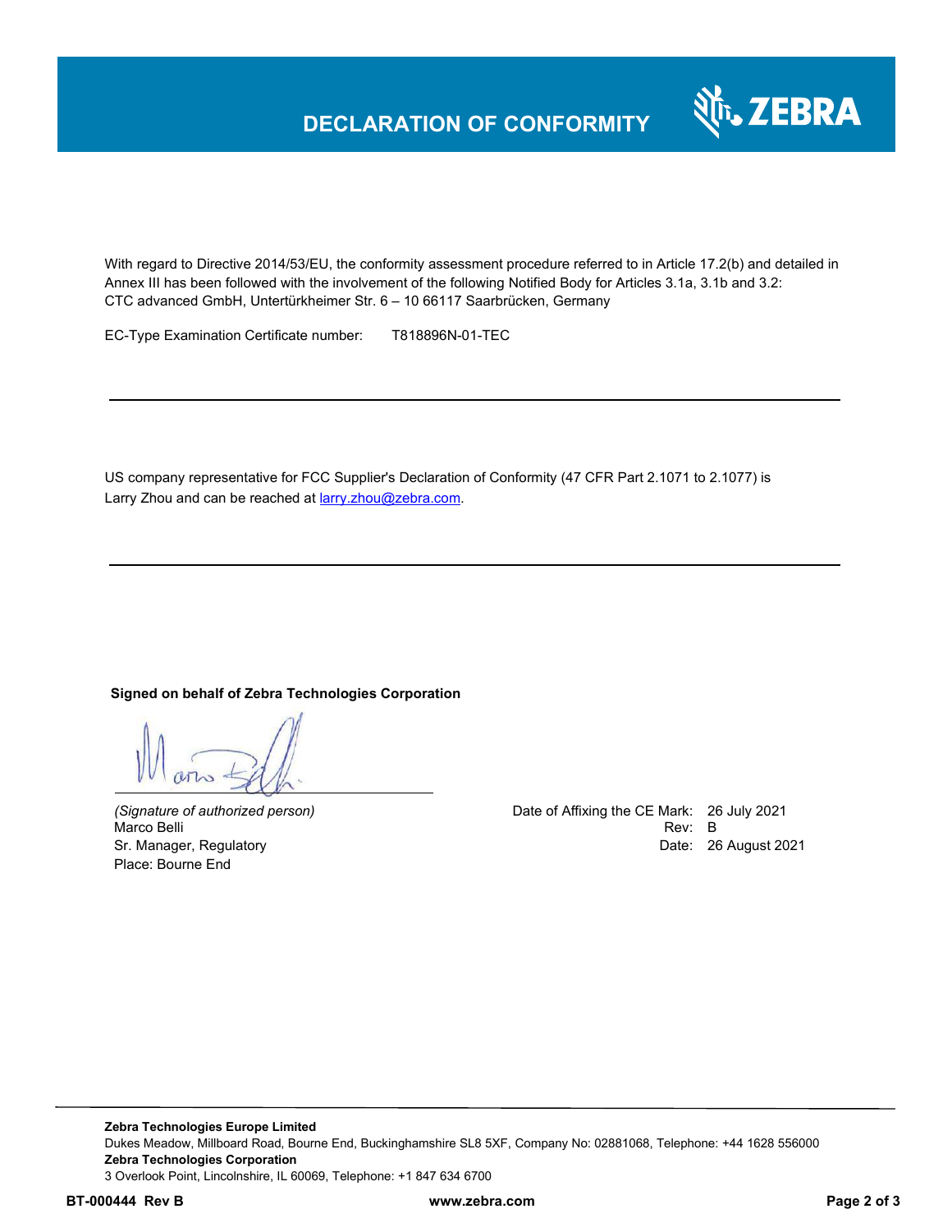# DECLARATION OF CONFORMITY

With regard to Directive 2014/53/EU, the conformity assessment procedure referred to in Article 17.2(b) and detailed in Annex III has been followed with the involvement of the following Notified Body for Articles 3.1a, 3.1b and 3.2: CTC advanced GmbH, Untertürkheimer Str. 6 – 10 66117 Saarbrücken, Germany

EC-Type Examination Certificate number: T818896N-01-TEC

---

US company representative for FCC Supplier's Declaration of Conformity (47 CFR Part 2.1071 to 2.1077) is Larry Zhou and can be reached at larry.zhou@zebra.com.

---

**Signed on behalf of Zebra Technologies Corporation**

*(Signature of authorized person)*
Marco Belli
Sr. Manager, Regulatory
Place: Bourne End

Date of Affixing the CE Mark: 26 July 2021
Rev: B
Date: 26 August 2021

**Zebra Technologies Europe Limited**
Dukes Meadow, Millboard Road, Bourne End, Buckinghamshire SL8 5XF, Company No: 02881068, Telephone: +44 1628 556000
**Zebra Technologies Corporation**
3 Overlook Point, Lincolnshire, IL 60069, Telephone: +1 847 634 6700

**BT-000444 Rev B** **www.zebra.com**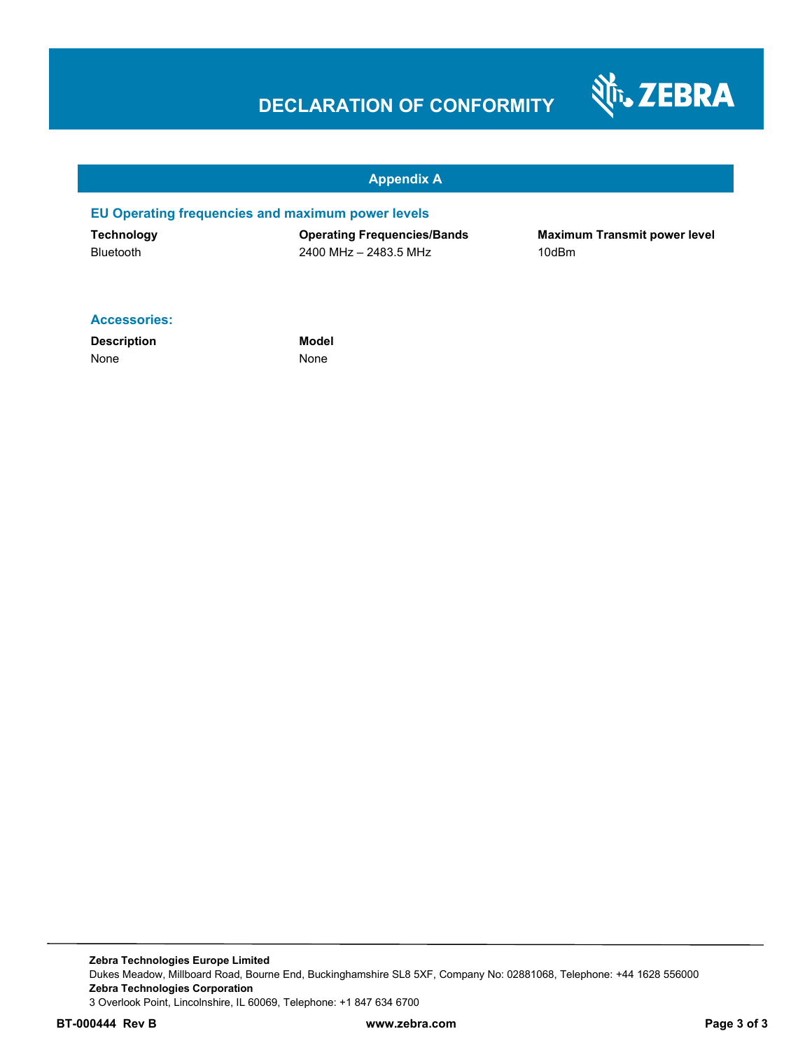# DECLARATION OF CONFORMITY

## Appendix A

### EU Operating frequencies and maximum power levels

| Technology | Operating Frequencies/Bands | Maximum Transmit power level |
| --- | --- | --- |
| Bluetooth | 2400 MHz – 2483.5 MHz | 10dBm |

### Accessories:

| Description | Model |
| --- | --- |
| None | None |

**Zebra Technologies Europe Limited**
Dukes Meadow, Millboard Road, Bourne End, Buckinghamshire SL8 5XF, Company No: 02881068, Telephone: +44 1628 556000
**Zebra Technologies Corporation**
3 Overlook Point, Lincolnshire, IL 60069, Telephone: +1 847 634 6700

**BT-000444 Rev B** **www.zebra.com**